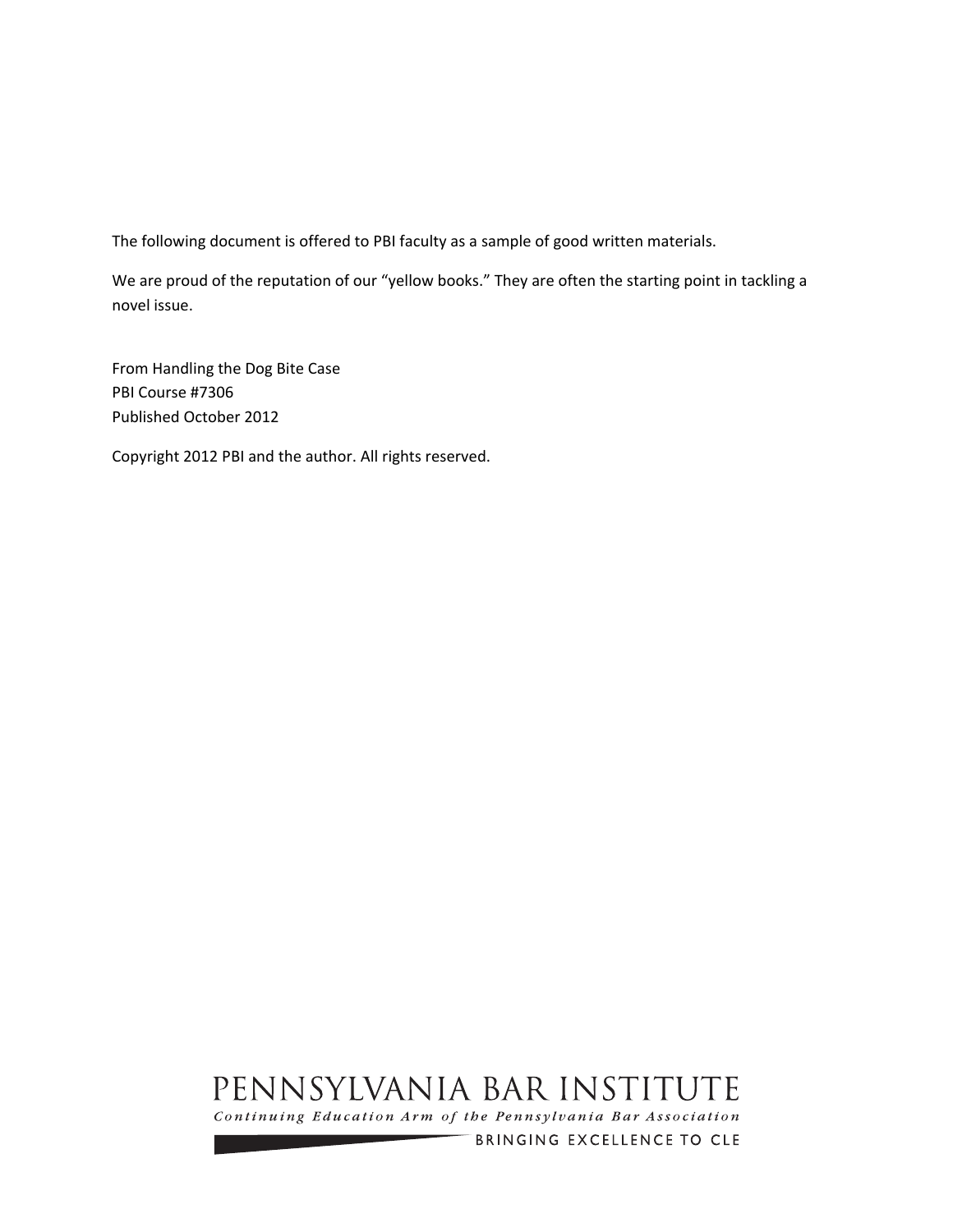The following document is offered to PBI faculty as a sample of good written materials.

We are proud of the reputation of our "yellow books." They are often the starting point in tackling a novel issue.

From Handling the Dog Bite Case
PBI Course #7306
Published October 2012

Copyright 2012 PBI and the author. All rights reserved.

PENNSYLVANIA BAR INSTITUTE

*Continuing Education Arm of the Pennsylvania Bar Association*

BRINGING EXCELLENCE TO CLE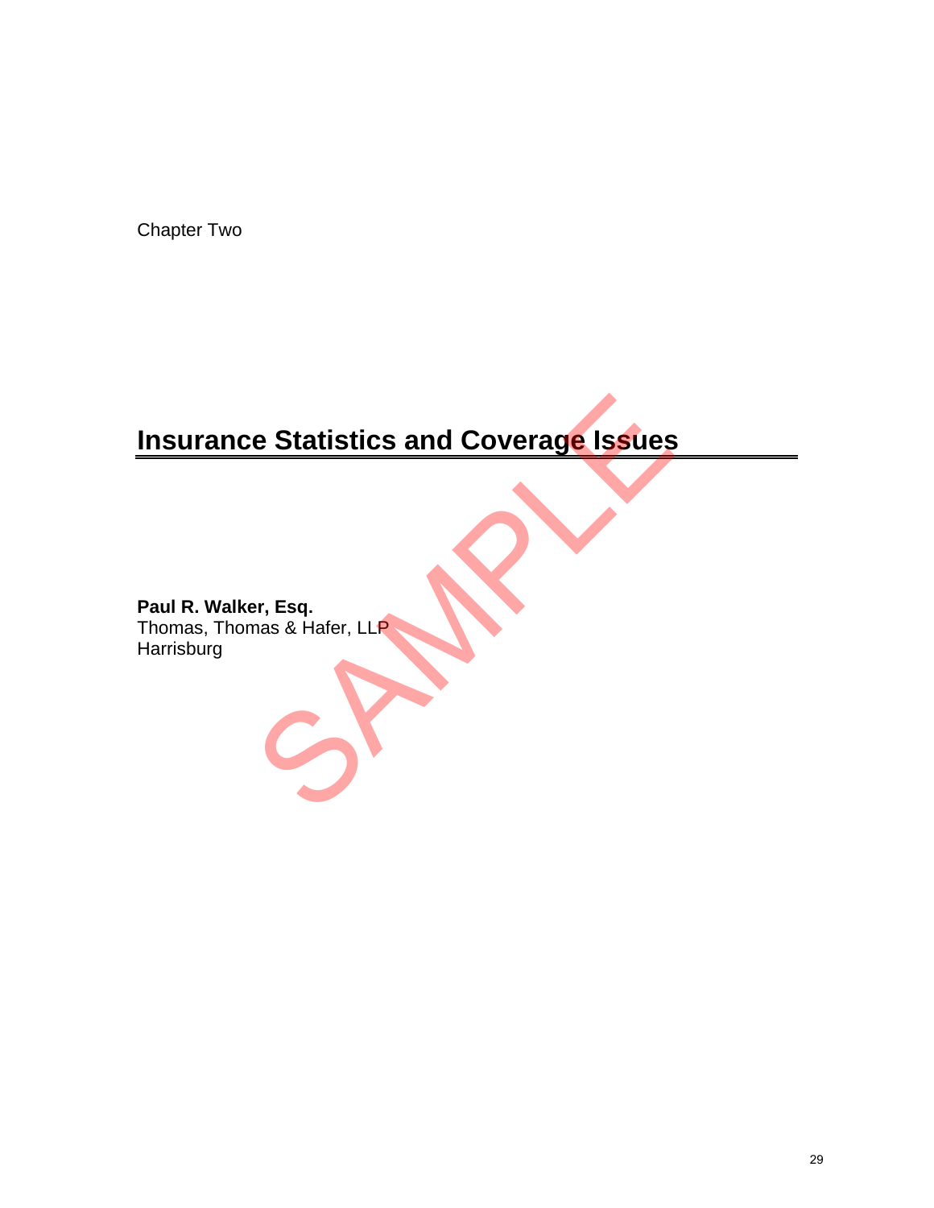Chapter Two

# Insurance Statistics and Coverage Issues

**Paul R. Walker, Esq.**
Thomas, Thomas & Hafer, LLP
Harrisburg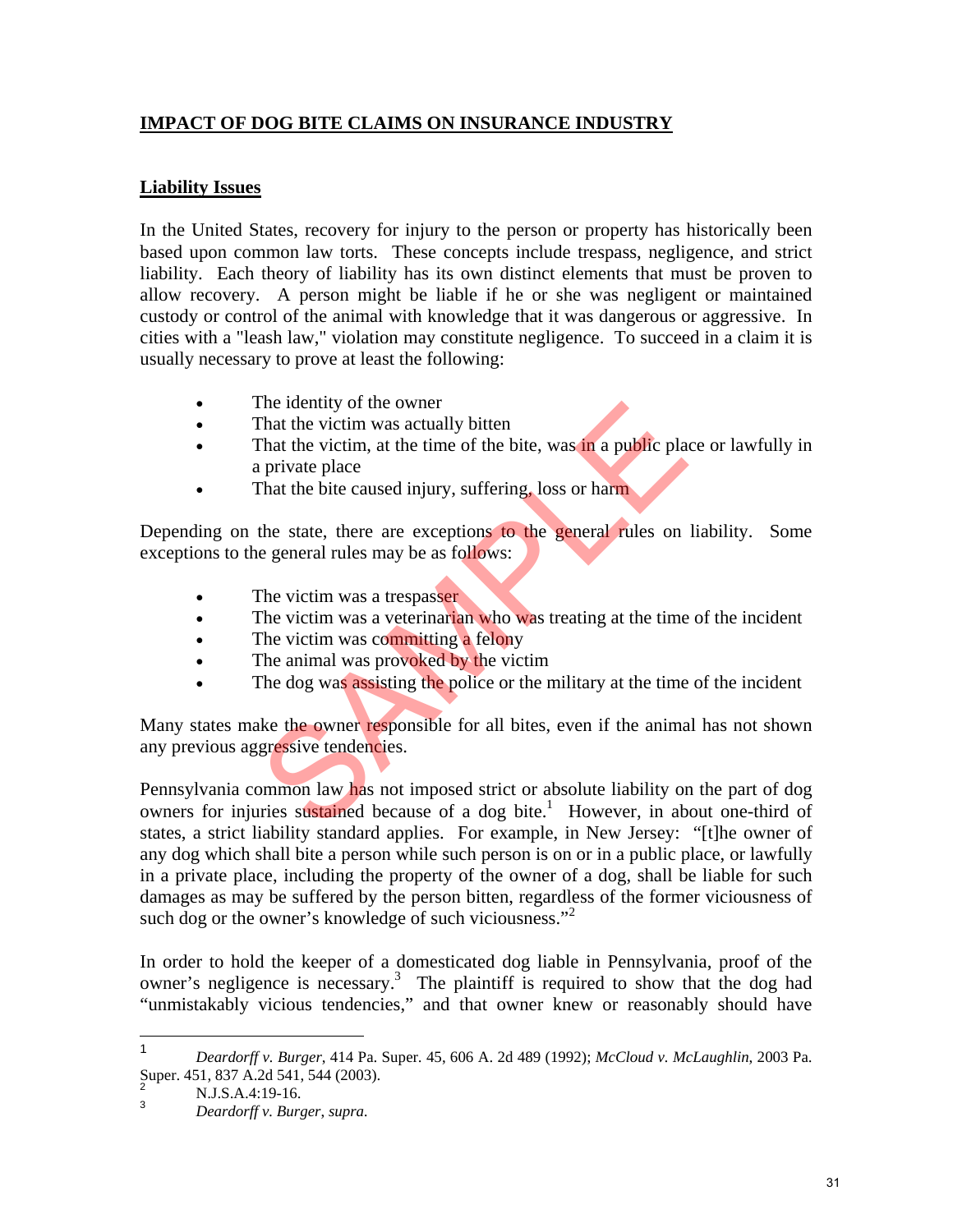## IMPACT OF DOG BITE CLAIMS ON INSURANCE INDUSTRY

### Liability Issues

In the United States, recovery for injury to the person or property has historically been based upon common law torts. These concepts include trespass, negligence, and strict liability. Each theory of liability has its own distinct elements that must be proven to allow recovery. A person might be liable if he or she was negligent or maintained custody or control of the animal with knowledge that it was dangerous or aggressive. In cities with a "leash law," violation may constitute negligence. To succeed in a claim it is usually necessary to prove at least the following:

- The identity of the owner
- That the victim was actually bitten
- That the victim, at the time of the bite, was in a public place or lawfully in a private place
- That the bite caused injury, suffering, loss or harm

Depending on the state, there are exceptions to the general rules on liability. Some exceptions to the general rules may be as follows:

- The victim was a trespasser
- The victim was a veterinarian who was treating at the time of the incident
- The victim was committing a felony
- The animal was provoked by the victim
- The dog was assisting the police or the military at the time of the incident

Many states make the owner responsible for all bites, even if the animal has not shown any previous aggressive tendencies.

Pennsylvania common law has not imposed strict or absolute liability on the part of dog owners for injuries sustained because of a dog bite.[1] However, in about one-third of states, a strict liability standard applies. For example, in New Jersey: "[t]he owner of any dog which shall bite a person while such person is on or in a public place, or lawfully in a private place, including the property of the owner of a dog, shall be liable for such damages as may be suffered by the person bitten, regardless of the former viciousness of such dog or the owner's knowledge of such viciousness."[2]

In order to hold the keeper of a domesticated dog liable in Pennsylvania, proof of the owner's negligence is necessary.[3] The plaintiff is required to show that the dog had "unmistakably vicious tendencies," and that owner knew or reasonably should have

---

[1] *Deardorff v. Burger*, 414 Pa. Super. 45, 606 A. 2d 489 (1992); *McCloud v. McLaughlin*, 2003 Pa. Super. 451, 837 A.2d 541, 544 (2003).

[2] N.J.S.A.4:19-16.

[3] *Deardorff v. Burger, supra.*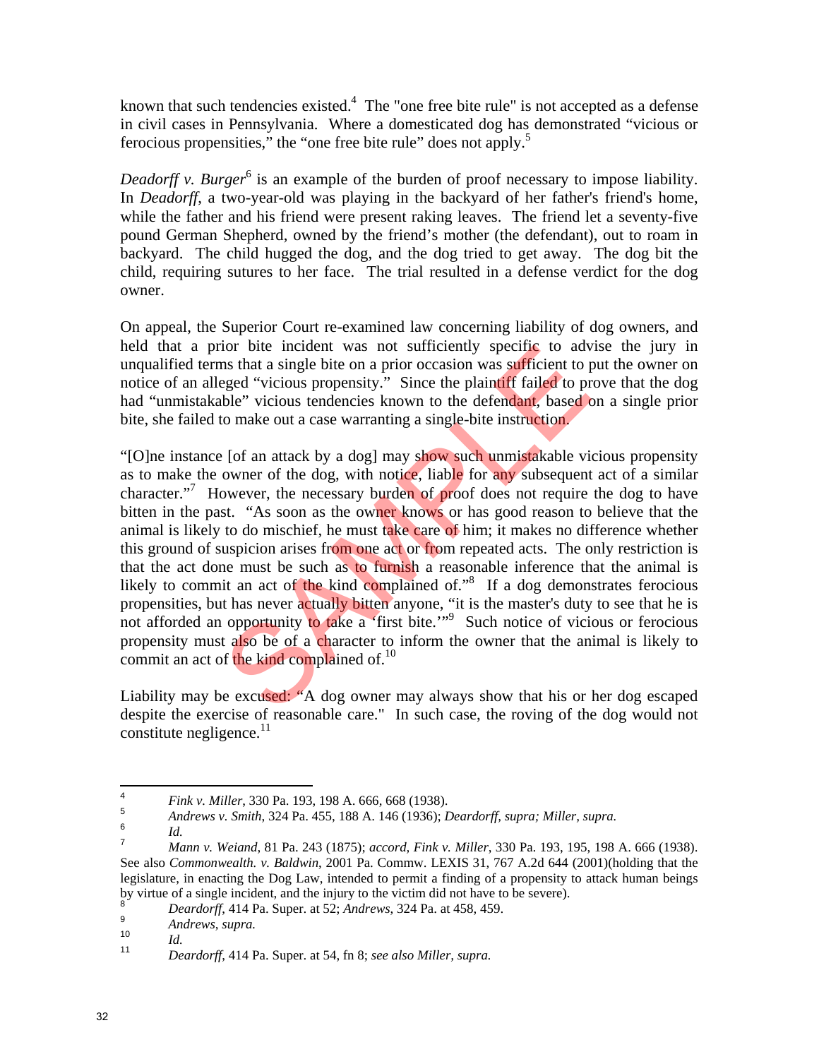known that such tendencies existed.[4] The "one free bite rule" is not accepted as a defense in civil cases in Pennsylvania. Where a domesticated dog has demonstrated "vicious or ferocious propensities," the "one free bite rule" does not apply.[5]

*Deadorff v. Burger*[6] is an example of the burden of proof necessary to impose liability. In *Deadorff*, a two-year-old was playing in the backyard of her father's friend's home, while the father and his friend were present raking leaves. The friend let a seventy-five pound German Shepherd, owned by the friend's mother (the defendant), out to roam in backyard. The child hugged the dog, and the dog tried to get away. The dog bit the child, requiring sutures to her face. The trial resulted in a defense verdict for the dog owner.

On appeal, the Superior Court re-examined law concerning liability of dog owners, and held that a prior bite incident was not sufficiently specific to advise the jury in unqualified terms that a single bite on a prior occasion was sufficient to put the owner on notice of an alleged "vicious propensity." Since the plaintiff failed to prove that the dog had "unmistakable" vicious tendencies known to the defendant, based on a single prior bite, she failed to make out a case warranting a single-bite instruction.

"[O]ne instance [of an attack by a dog] may show such unmistakable vicious propensity as to make the owner of the dog, with notice, liable for any subsequent act of a similar character."[7] However, the necessary burden of proof does not require the dog to have bitten in the past. "As soon as the owner knows or has good reason to believe that the animal is likely to do mischief, he must take care of him; it makes no difference whether this ground of suspicion arises from one act or from repeated acts. The only restriction is that the act done must be such as to furnish a reasonable inference that the animal is likely to commit an act of the kind complained of."[8] If a dog demonstrates ferocious propensities, but has never actually bitten anyone, "it is the master's duty to see that he is not afforded an opportunity to take a 'first bite.'"[9] Such notice of vicious or ferocious propensity must also be of a character to inform the owner that the animal is likely to commit an act of the kind complained of.[10]

Liability may be excused: "A dog owner may always show that his or her dog escaped despite the exercise of reasonable care." In such case, the roving of the dog would not constitute negligence.[11]

---

[4] *Fink v. Miller*, 330 Pa. 193, 198 A. 666, 668 (1938).

[5] *Andrews v. Smith*, 324 Pa. 455, 188 A. 146 (1936); *Deardorff, supra; Miller, supra.*

[6] *Id.*

[7] *Mann v. Weiand*, 81 Pa. 243 (1875); *accord, Fink v. Miller*, 330 Pa. 193, 195, 198 A. 666 (1938). See also *Commonwealth. v. Baldwin*, 2001 Pa. Commw. LEXIS 31, 767 A.2d 644 (2001)(holding that the legislature, in enacting the Dog Law, intended to permit a finding of a propensity to attack human beings by virtue of a single incident, and the injury to the victim did not have to be severe).

[8] *Deardorff*, 414 Pa. Super. at 52; *Andrews*, 324 Pa. at 458, 459.

[9] *Andrews, supra.*

[10] *Id.*

[11] *Deardorff*, 414 Pa. Super. at 54, fn 8; *see also Miller, supra.*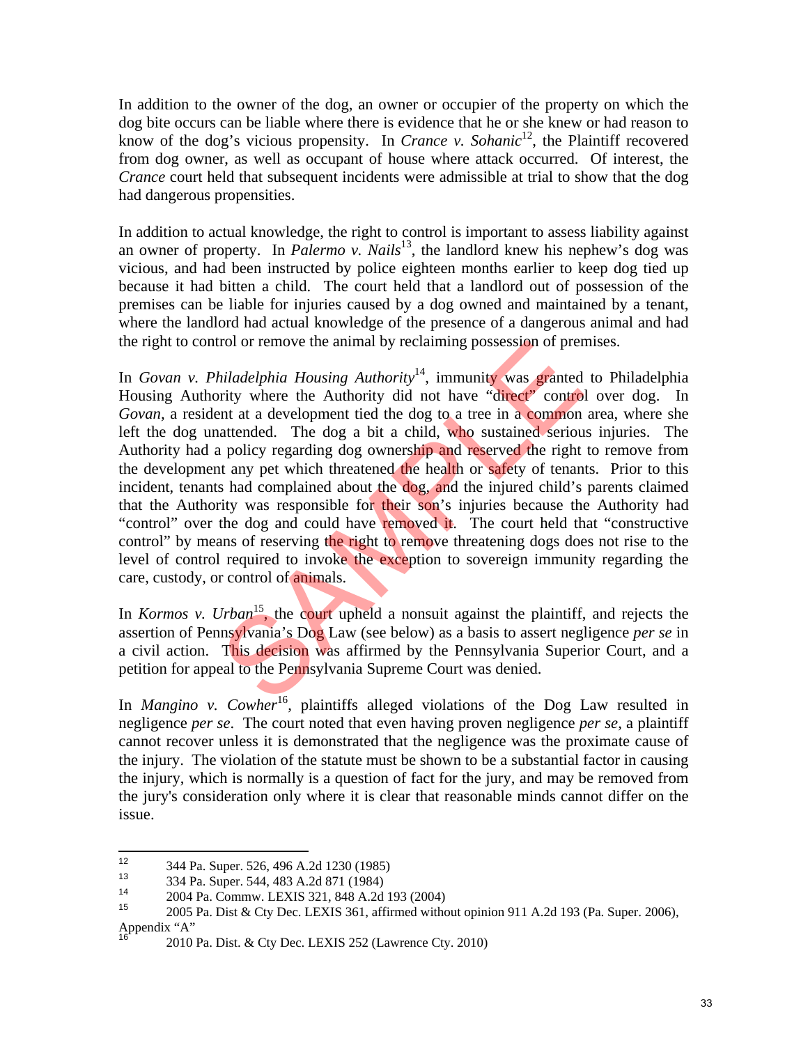In addition to the owner of the dog, an owner or occupier of the property on which the dog bite occurs can be liable where there is evidence that he or she knew or had reason to know of the dog's vicious propensity. In *Crance v. Sohanic*[12], the Plaintiff recovered from dog owner, as well as occupant of house where attack occurred. Of interest, the *Crance* court held that subsequent incidents were admissible at trial to show that the dog had dangerous propensities.

In addition to actual knowledge, the right to control is important to assess liability against an owner of property. In *Palermo v. Nails*[13], the landlord knew his nephew's dog was vicious, and had been instructed by police eighteen months earlier to keep dog tied up because it had bitten a child. The court held that a landlord out of possession of the premises can be liable for injuries caused by a dog owned and maintained by a tenant, where the landlord had actual knowledge of the presence of a dangerous animal and had the right to control or remove the animal by reclaiming possession of premises.

In *Govan v. Philadelphia Housing Authority*[14], immunity was granted to Philadelphia Housing Authority where the Authority did not have "direct" control over dog. In *Govan,* a resident at a development tied the dog to a tree in a common area, where she left the dog unattended. The dog a bit a child, who sustained serious injuries. The Authority had a policy regarding dog ownership and reserved the right to remove from the development any pet which threatened the health or safety of tenants. Prior to this incident, tenants had complained about the dog, and the injured child's parents claimed that the Authority was responsible for their son's injuries because the Authority had "control" over the dog and could have removed it. The court held that "constructive control" by means of reserving the right to remove threatening dogs does not rise to the level of control required to invoke the exception to sovereign immunity regarding the care, custody, or control of animals.

In *Kormos v. Urban*[15], the court upheld a nonsuit against the plaintiff, and rejects the assertion of Pennsylvania's Dog Law (see below) as a basis to assert negligence *per se* in a civil action. This decision was affirmed by the Pennsylvania Superior Court, and a petition for appeal to the Pennsylvania Supreme Court was denied.

In *Mangino v. Cowher*[16], plaintiffs alleged violations of the Dog Law resulted in negligence *per se*. The court noted that even having proven negligence *per se*, a plaintiff cannot recover unless it is demonstrated that the negligence was the proximate cause of the injury. The violation of the statute must be shown to be a substantial factor in causing the injury, which is normally is a question of fact for the jury, and may be removed from the jury's consideration only where it is clear that reasonable minds cannot differ on the issue.

---

[12] 344 Pa. Super. 526, 496 A.2d 1230 (1985)

[13] 334 Pa. Super. 544, 483 A.2d 871 (1984)

[14] 2004 Pa. Commw. LEXIS 321, 848 A.2d 193 (2004)

[15] 2005 Pa. Dist & Cty Dec. LEXIS 361, affirmed without opinion 911 A.2d 193 (Pa. Super. 2006), Appendix "A"

[16] 2010 Pa. Dist. & Cty Dec. LEXIS 252 (Lawrence Cty. 2010)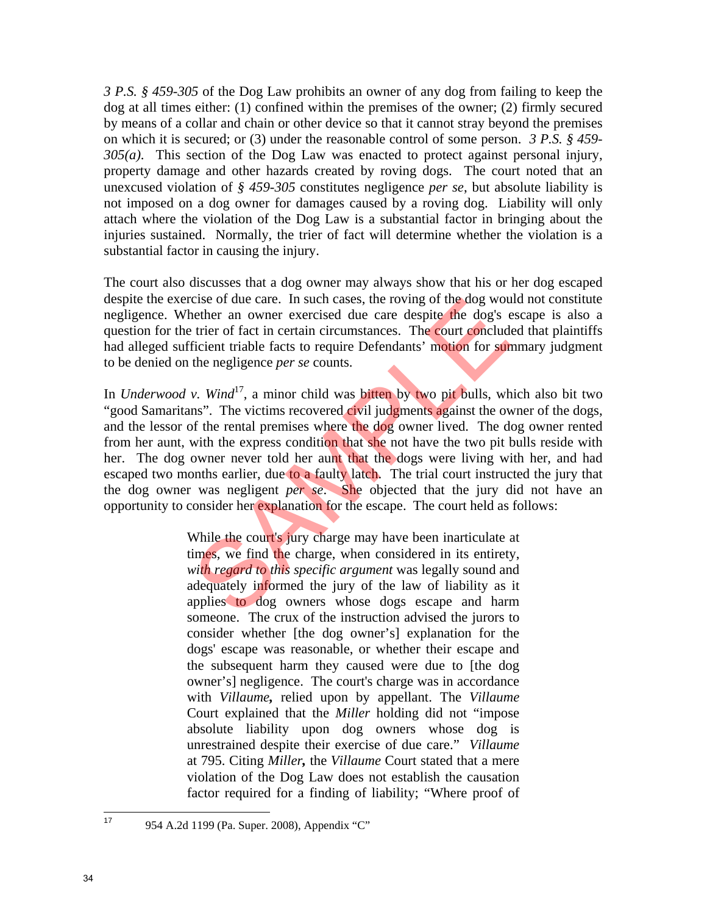*3 P.S. § 459-305* of the Dog Law prohibits an owner of any dog from failing to keep the dog at all times either: (1) confined within the premises of the owner; (2) firmly secured by means of a collar and chain or other device so that it cannot stray beyond the premises on which it is secured; or (3) under the reasonable control of some person. *3 P.S. § 459-305(a)*. This section of the Dog Law was enacted to protect against personal injury, property damage and other hazards created by roving dogs. The court noted that an unexcused violation of *§ 459-305* constitutes negligence *per se*, but absolute liability is not imposed on a dog owner for damages caused by a roving dog. Liability will only attach where the violation of the Dog Law is a substantial factor in bringing about the injuries sustained. Normally, the trier of fact will determine whether the violation is a substantial factor in causing the injury.

The court also discusses that a dog owner may always show that his or her dog escaped despite the exercise of due care. In such cases, the roving of the dog would not constitute negligence. Whether an owner exercised due care despite the dog's escape is also a question for the trier of fact in certain circumstances. The court concluded that plaintiffs had alleged sufficient triable facts to require Defendants' motion for summary judgment to be denied on the negligence *per se* counts.

In *Underwood v. Wind*[17], a minor child was bitten by two pit bulls, which also bit two "good Samaritans". The victims recovered civil judgments against the owner of the dogs, and the lessor of the rental premises where the dog owner lived. The dog owner rented from her aunt, with the express condition that she not have the two pit bulls reside with her. The dog owner never told her aunt that the dogs were living with her, and had escaped two months earlier, due to a faulty latch. The trial court instructed the jury that the dog owner was negligent *per se*. She objected that the jury did not have an opportunity to consider her explanation for the escape. The court held as follows:

> While the court's jury charge may have been inarticulate at times, we find the charge, when considered in its entirety, *with regard to this specific argument* was legally sound and adequately informed the jury of the law of liability as it applies to dog owners whose dogs escape and harm someone. The crux of the instruction advised the jurors to consider whether [the dog owner's] explanation for the dogs' escape was reasonable, or whether their escape and the subsequent harm they caused were due to [the dog owner's] negligence. The court's charge was in accordance with *Villaume***,** relied upon by appellant. The *Villaume* Court explained that the *Miller* holding did not "impose absolute liability upon dog owners whose dog is unrestrained despite their exercise of due care." *Villaume* at 795. Citing *Miller***,** the *Villaume* Court stated that a mere violation of the Dog Law does not establish the causation factor required for a finding of liability; "Where proof of

[17] 954 A.2d 1199 (Pa. Super. 2008), Appendix "C"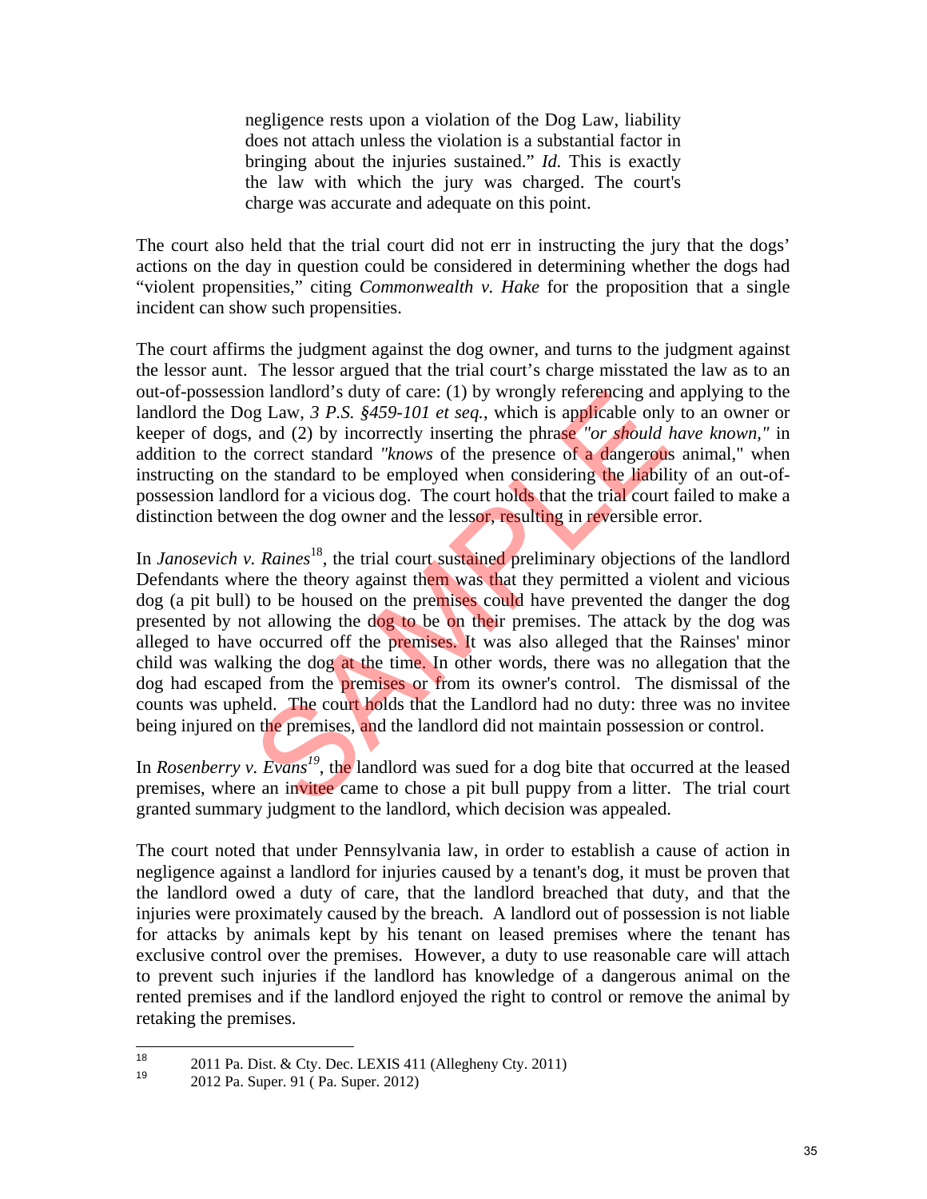> negligence rests upon a violation of the Dog Law, liability does not attach unless the violation is a substantial factor in bringing about the injuries sustained." *Id.* This is exactly the law with which the jury was charged. The court's charge was accurate and adequate on this point.

The court also held that the trial court did not err in instructing the jury that the dogs' actions on the day in question could be considered in determining whether the dogs had "violent propensities," citing *Commonwealth v. Hake* for the proposition that a single incident can show such propensities.

The court affirms the judgment against the dog owner, and turns to the judgment against the lessor aunt. The lessor argued that the trial court's charge misstated the law as to an out-of-possession landlord's duty of care: (1) by wrongly referencing and applying to the landlord the Dog Law, *3 P.S. §459-101 et seq.*, which is applicable only to an owner or keeper of dogs, and (2) by incorrectly inserting the phrase *"or should have known,"* in addition to the correct standard *"knows* of the presence of a dangerous animal," when instructing on the standard to be employed when considering the liability of an out-of-possession landlord for a vicious dog. The court holds that the trial court failed to make a distinction between the dog owner and the lessor, resulting in reversible error.

In *Janosevich v. Raines*[18], the trial court sustained preliminary objections of the landlord Defendants where the theory against them was that they permitted a violent and vicious dog (a pit bull) to be housed on the premises could have prevented the danger the dog presented by not allowing the dog to be on their premises. The attack by the dog was alleged to have occurred off the premises. It was also alleged that the Raines' minor child was walking the dog at the time. In other words, there was no allegation that the dog had escaped from the premises or from its owner's control. The dismissal of the counts was upheld. The court holds that the Landlord had no duty: three was no invitee being injured on the premises, and the landlord did not maintain possession or control.

In *Rosenberry v. Evans*[19], the landlord was sued for a dog bite that occurred at the leased premises, where an invitee came to chose a pit bull puppy from a litter. The trial court granted summary judgment to the landlord, which decision was appealed.

The court noted that under Pennsylvania law, in order to establish a cause of action in negligence against a landlord for injuries caused by a tenant's dog, it must be proven that the landlord owed a duty of care, that the landlord breached that duty, and that the injuries were proximately caused by the breach. A landlord out of possession is not liable for attacks by animals kept by his tenant on leased premises where the tenant has exclusive control over the premises. However, a duty to use reasonable care will attach to prevent such injuries if the landlord has knowledge of a dangerous animal on the rented premises and if the landlord enjoyed the right to control or remove the animal by retaking the premises.

---

[18] 2011 Pa. Dist. & Cty. Dec. LEXIS 411 (Allegheny Cty. 2011)

[19] 2012 Pa. Super. 91 ( Pa. Super. 2012)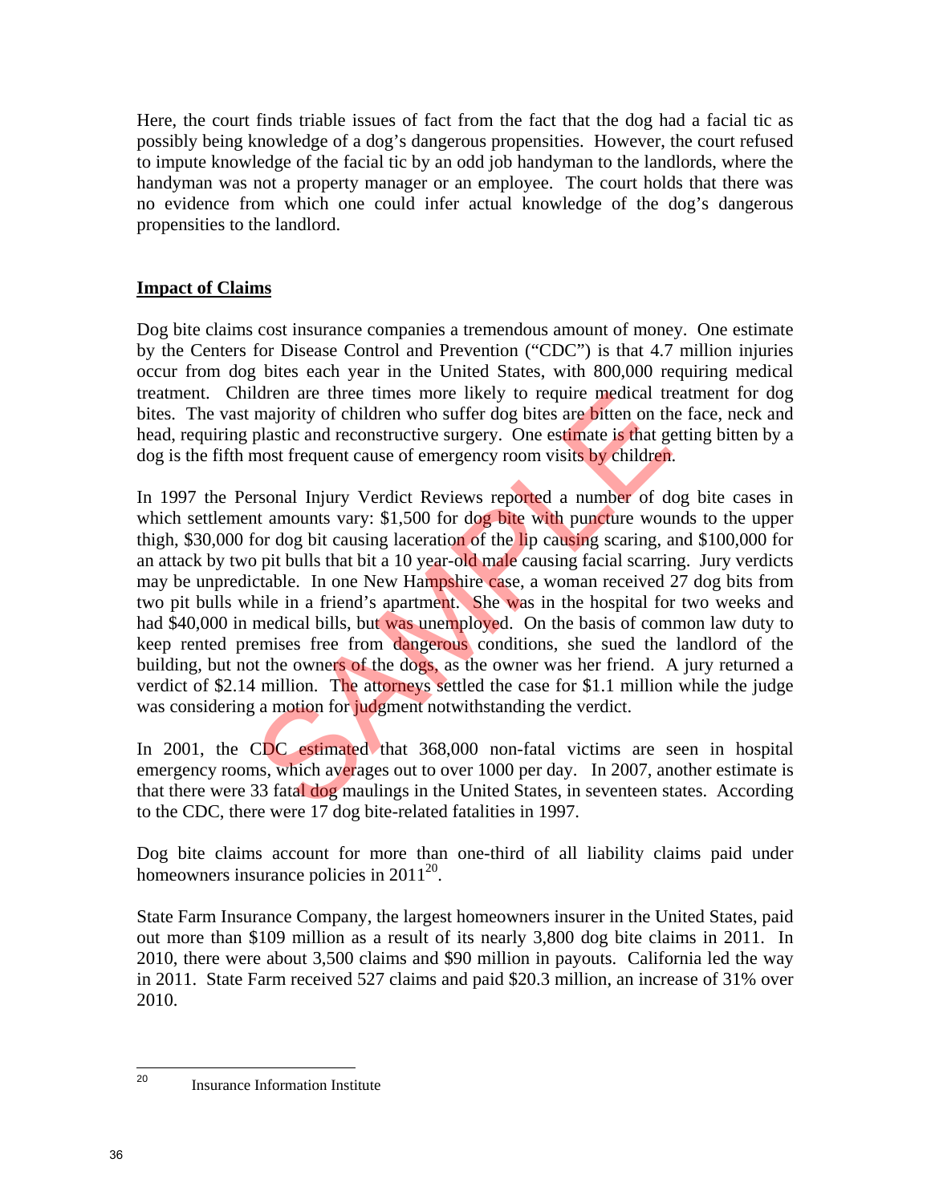Here, the court finds triable issues of fact from the fact that the dog had a facial tic as possibly being knowledge of a dog's dangerous propensities. However, the court refused to impute knowledge of the facial tic by an odd job handyman to the landlords, where the handyman was not a property manager or an employee. The court holds that there was no evidence from which one could infer actual knowledge of the dog's dangerous propensities to the landlord.

## Impact of Claims

Dog bite claims cost insurance companies a tremendous amount of money. One estimate by the Centers for Disease Control and Prevention ("CDC") is that 4.7 million injuries occur from dog bites each year in the United States, with 800,000 requiring medical treatment. Children are three times more likely to require medical treatment for dog bites. The vast majority of children who suffer dog bites are bitten on the face, neck and head, requiring plastic and reconstructive surgery. One estimate is that getting bitten by a dog is the fifth most frequent cause of emergency room visits by children.

In 1997 the Personal Injury Verdict Reviews reported a number of dog bite cases in which settlement amounts vary: $1,500 for dog bite with puncture wounds to the upper thigh, $30,000 for dog bit causing laceration of the lip causing scaring, and $100,000 for an attack by two pit bulls that bit a 10 year-old male causing facial scarring. Jury verdicts may be unpredictable. In one New Hampshire case, a woman received 27 dog bits from two pit bulls while in a friend's apartment. She was in the hospital for two weeks and had $40,000 in medical bills, but was unemployed. On the basis of common law duty to keep rented premises free from dangerous conditions, she sued the landlord of the building, but not the owners of the dogs, as the owner was her friend. A jury returned a verdict of $2.14 million. The attorneys settled the case for $1.1 million while the judge was considering a motion for judgment notwithstanding the verdict.

In 2001, the CDC estimated that 368,000 non-fatal victims are seen in hospital emergency rooms, which averages out to over 1000 per day. In 2007, another estimate is that there were 33 fatal dog maulings in the United States, in seventeen states. According to the CDC, there were 17 dog bite-related fatalities in 1997.

Dog bite claims account for more than one-third of all liability claims paid under homeowners insurance policies in 2011[20].

State Farm Insurance Company, the largest homeowners insurer in the United States, paid out more than $109 million as a result of its nearly 3,800 dog bite claims in 2011. In 2010, there were about 3,500 claims and $90 million in payouts. California led the way in 2011. State Farm received 527 claims and paid $20.3 million, an increase of 31% over 2010.

---

[20] Insurance Information Institute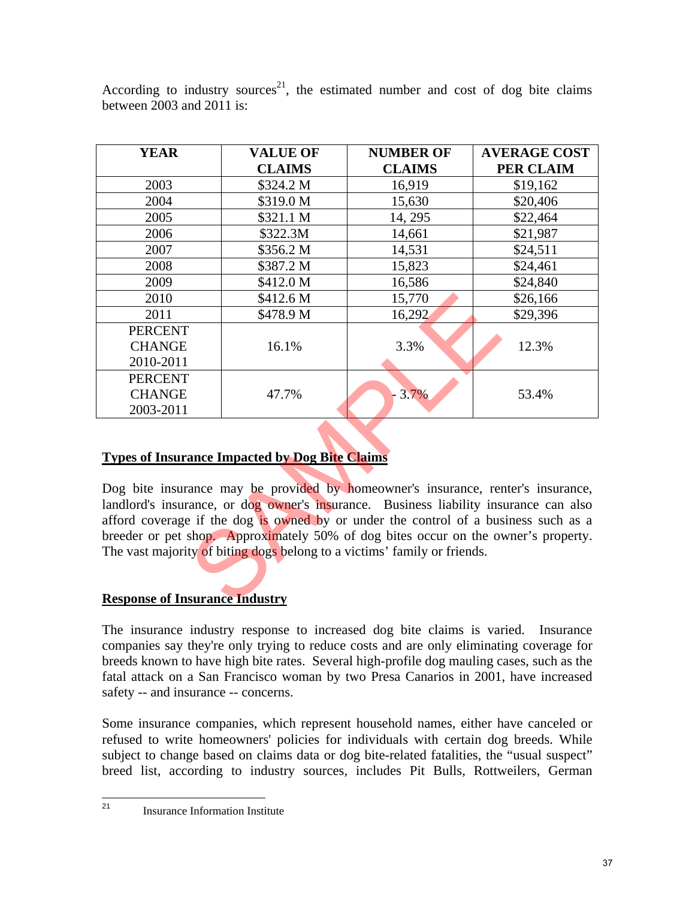According to industry sources[21], the estimated number and cost of dog bite claims between 2003 and 2011 is:

| YEAR | VALUE OF CLAIMS | NUMBER OF CLAIMS | AVERAGE COST PER CLAIM |
|---|---|---|---|
| 2003 | $324.2 M | 16,919 | $19,162 |
| 2004 | $319.0 M | 15,630 | $20,406 |
| 2005 | $321.1 M | 14, 295 | $22,464 |
| 2006 | $322.3M | 14,661 | $21,987 |
| 2007 | $356.2 M | 14,531 | $24,511 |
| 2008 | $387.2 M | 15,823 | $24,461 |
| 2009 | $412.0 M | 16,586 | $24,840 |
| 2010 | $412.6 M | 15,770 | $26,166 |
| 2011 | $478.9 M | 16,292 | $29,396 |
| PERCENT CHANGE 2010-2011 | 16.1% | 3.3% | 12.3% |
| PERCENT CHANGE 2003-2011 | 47.7% | - 3.7% | 53.4% |

**Types of Insurance Impacted by Dog Bite Claims**

Dog bite insurance may be provided by homeowner's insurance, renter's insurance, landlord's insurance, or dog owner's insurance. Business liability insurance can also afford coverage if the dog is owned by or under the control of a business such as a breeder or pet shop. Approximately 50% of dog bites occur on the owner's property. The vast majority of biting dogs belong to a victims' family or friends.

**Response of Insurance Industry**

The insurance industry response to increased dog bite claims is varied. Insurance companies say they're only trying to reduce costs and are only eliminating coverage for breeds known to have high bite rates. Several high-profile dog mauling cases, such as the fatal attack on a San Francisco woman by two Presa Canarios in 2001, have increased safety -- and insurance -- concerns.

Some insurance companies, which represent household names, either have canceled or refused to write homeowners' policies for individuals with certain dog breeds. While subject to change based on claims data or dog bite-related fatalities, the "usual suspect" breed list, according to industry sources, includes Pit Bulls, Rottweilers, German

[21] Insurance Information Institute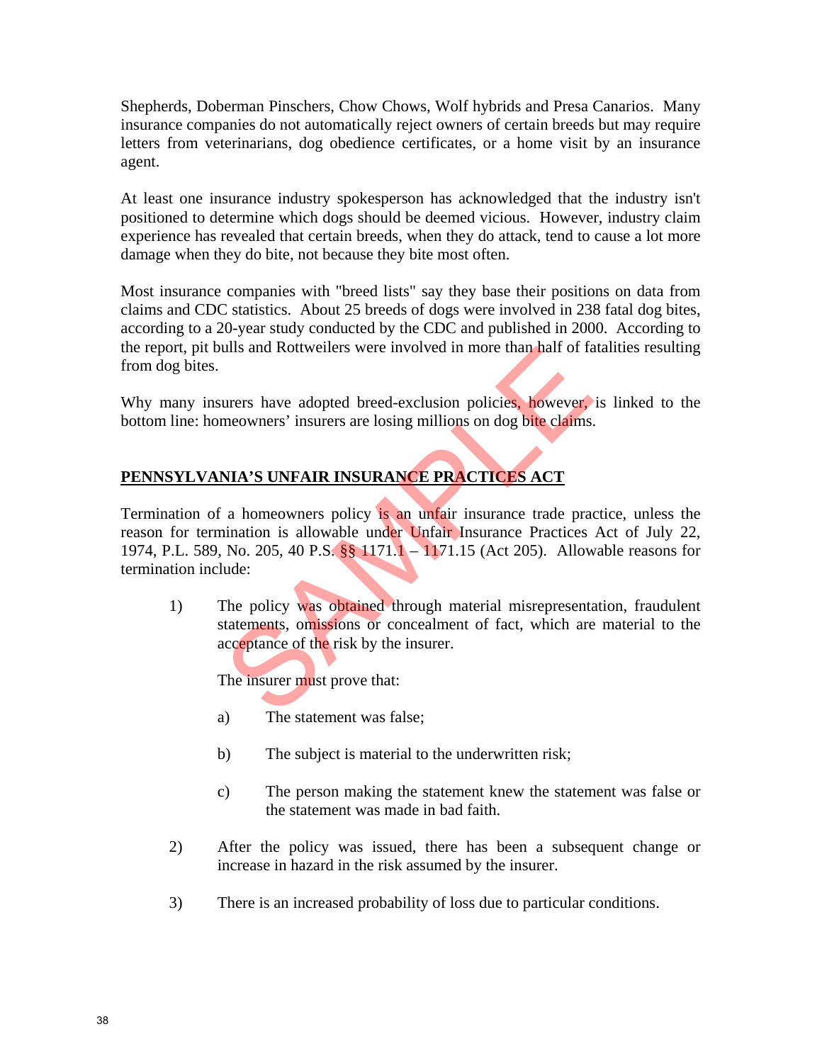Shepherds, Doberman Pinschers, Chow Chows, Wolf hybrids and Presa Canarios. Many insurance companies do not automatically reject owners of certain breeds but may require letters from veterinarians, dog obedience certificates, or a home visit by an insurance agent.

At least one insurance industry spokesperson has acknowledged that the industry isn't positioned to determine which dogs should be deemed vicious. However, industry claim experience has revealed that certain breeds, when they do attack, tend to cause a lot more damage when they do bite, not because they bite most often.

Most insurance companies with "breed lists" say they base their positions on data from claims and CDC statistics. About 25 breeds of dogs were involved in 238 fatal dog bites, according to a 20-year study conducted by the CDC and published in 2000. According to the report, pit bulls and Rottweilers were involved in more than half of fatalities resulting from dog bites.

Why many insurers have adopted breed-exclusion policies, however, is linked to the bottom line: homeowners' insurers are losing millions on dog bite claims.

## PENNSYLVANIA'S UNFAIR INSURANCE PRACTICES ACT

Termination of a homeowners policy is an unfair insurance trade practice, unless the reason for termination is allowable under Unfair Insurance Practices Act of July 22, 1974, P.L. 589, No. 205, 40 P.S. §§ 1171.1 – 1171.15 (Act 205). Allowable reasons for termination include:

1) The policy was obtained through material misrepresentation, fraudulent statements, omissions or concealment of fact, which are material to the acceptance of the risk by the insurer.

   The insurer must prove that:

   a) The statement was false;

   b) The subject is material to the underwritten risk;

   c) The person making the statement knew the statement was false or the statement was made in bad faith.

2) After the policy was issued, there has been a subsequent change or increase in hazard in the risk assumed by the insurer.

3) There is an increased probability of loss due to particular conditions.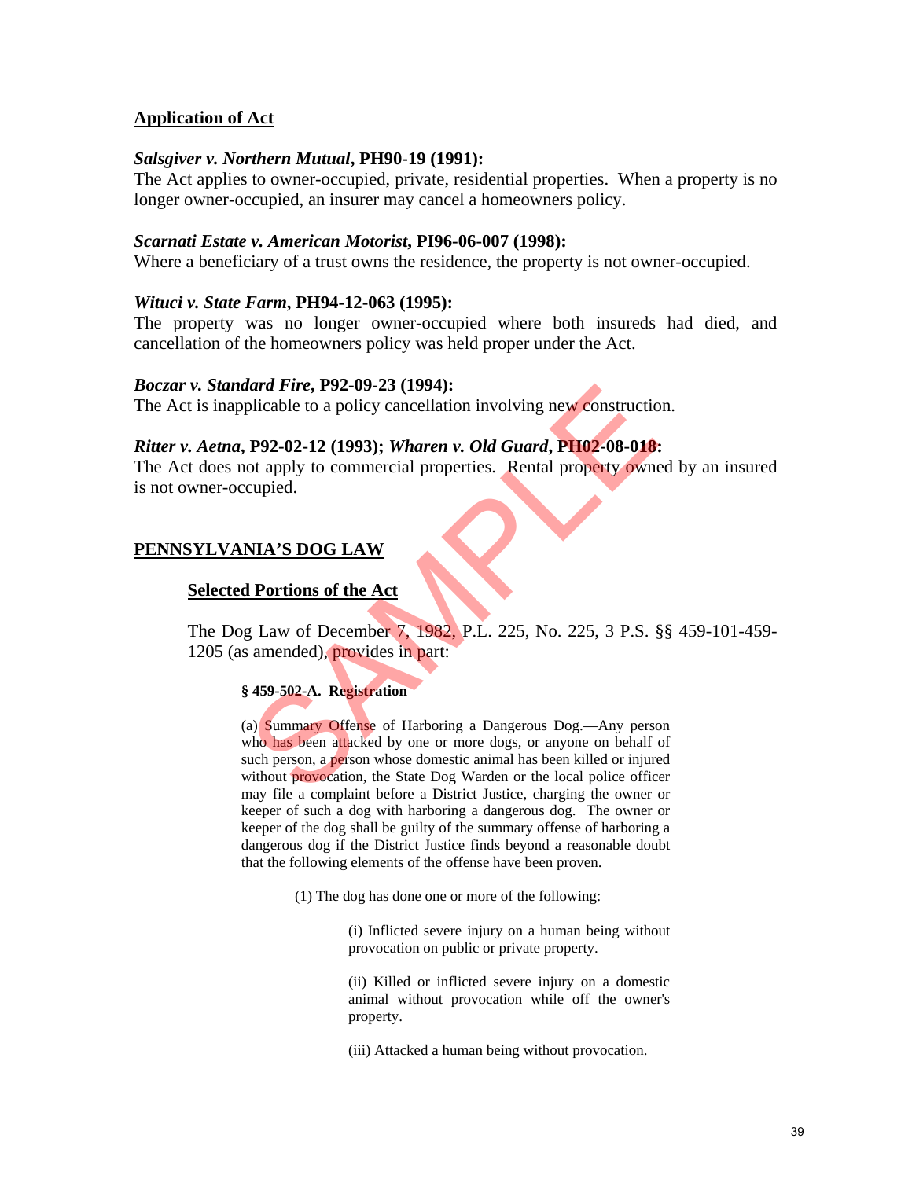**Application of Act**

***Salsgiver v. Northern Mutual*, PH90-19 (1991):**
The Act applies to owner-occupied, private, residential properties. When a property is no longer owner-occupied, an insurer may cancel a homeowners policy.

***Scarnati Estate v. American Motorist*, PI96-06-007 (1998):**
Where a beneficiary of a trust owns the residence, the property is not owner-occupied.

***Wituci v. State Farm*, PH94-12-063 (1995):**
The property was no longer owner-occupied where both insureds had died, and cancellation of the homeowners policy was held proper under the Act.

***Boczar v. Standard Fire*, P92-09-23 (1994):**
The Act is inapplicable to a policy cancellation involving new construction.

***Ritter v. Aetna*, P92-02-12 (1993); *Wharen v. Old Guard*, PH02-08-018:**
The Act does not apply to commercial properties. Rental property owned by an insured is not owner-occupied.

**PENNSYLVANIA'S DOG LAW**

**Selected Portions of the Act**

The Dog Law of December 7, 1982, P.L. 225, No. 225, 3 P.S. §§ 459-101-459-1205 (as amended), provides in part:

**§ 459-502-A. Registration**

(a) Summary Offense of Harboring a Dangerous Dog.—Any person who has been attacked by one or more dogs, or anyone on behalf of such person, a person whose domestic animal has been killed or injured without provocation, the State Dog Warden or the local police officer may file a complaint before a District Justice, charging the owner or keeper of such a dog with harboring a dangerous dog. The owner or keeper of the dog shall be guilty of the summary offense of harboring a dangerous dog if the District Justice finds beyond a reasonable doubt that the following elements of the offense have been proven.

(1) The dog has done one or more of the following:

(i) Inflicted severe injury on a human being without provocation on public or private property.

(ii) Killed or inflicted severe injury on a domestic animal without provocation while off the owner's property.

(iii) Attacked a human being without provocation.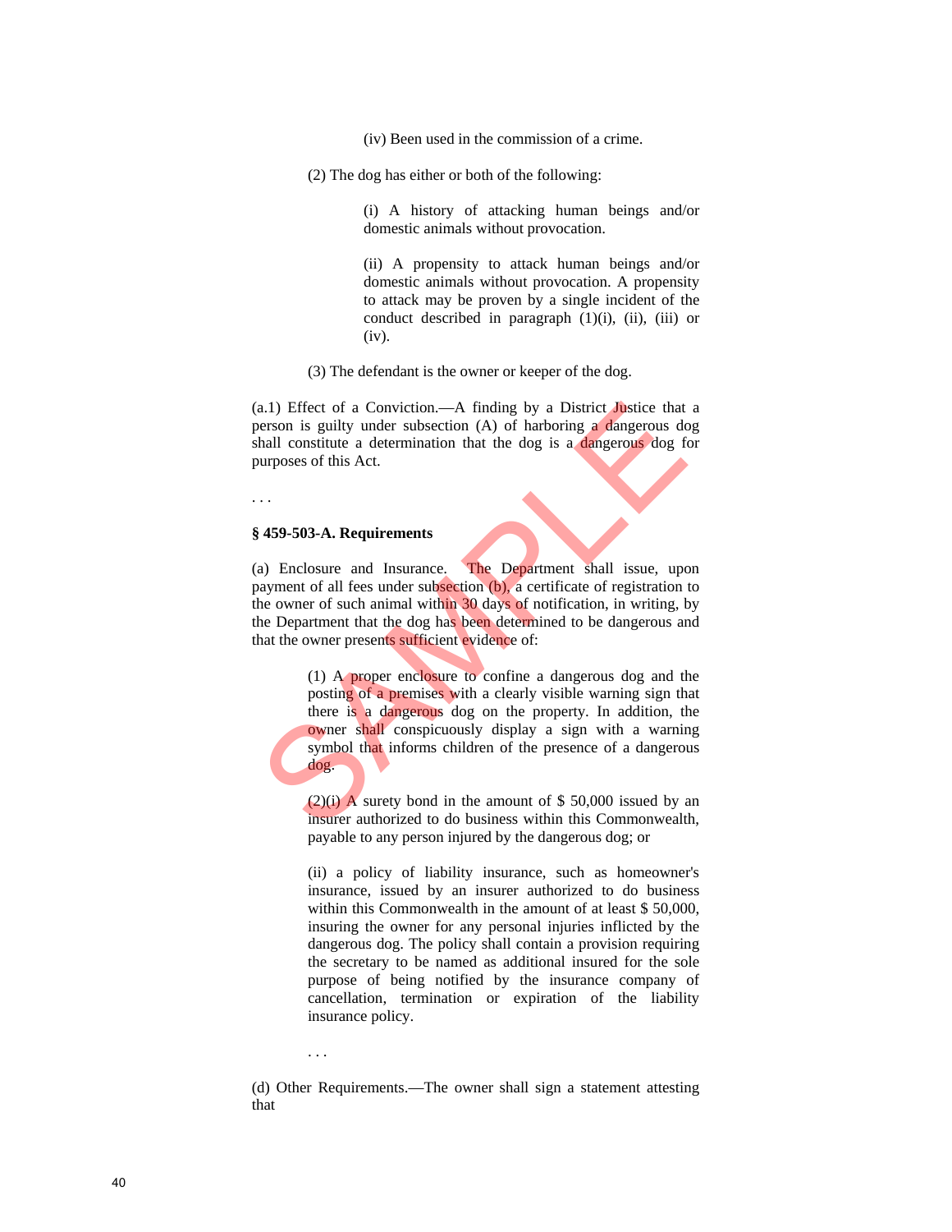(iv) Been used in the commission of a crime.

(2) The dog has either or both of the following:

(i) A history of attacking human beings and/or domestic animals without provocation.

(ii) A propensity to attack human beings and/or domestic animals without provocation. A propensity to attack may be proven by a single incident of the conduct described in paragraph (1)(i), (ii), (iii) or (iv).

(3) The defendant is the owner or keeper of the dog.

(a.1) Effect of a Conviction.—A finding by a District Justice that a person is guilty under subsection (A) of harboring a dangerous dog shall constitute a determination that the dog is a dangerous dog for purposes of this Act.

. . .

**§ 459-503-A. Requirements**

(a) Enclosure and Insurance. The Department shall issue, upon payment of all fees under subsection (b), a certificate of registration to the owner of such animal within 30 days of notification, in writing, by the Department that the dog has been determined to be dangerous and that the owner presents sufficient evidence of:

(1) A proper enclosure to confine a dangerous dog and the posting of a premises with a clearly visible warning sign that there is a dangerous dog on the property. In addition, the owner shall conspicuously display a sign with a warning symbol that informs children of the presence of a dangerous dog.

(2)(i) A surety bond in the amount of $ 50,000 issued by an insurer authorized to do business within this Commonwealth, payable to any person injured by the dangerous dog; or

(ii) a policy of liability insurance, such as homeowner's insurance, issued by an insurer authorized to do business within this Commonwealth in the amount of at least $ 50,000, insuring the owner for any personal injuries inflicted by the dangerous dog. The policy shall contain a provision requiring the secretary to be named as additional insured for the sole purpose of being notified by the insurance company of cancellation, termination or expiration of the liability insurance policy.

. . .

(d) Other Requirements.—The owner shall sign a statement attesting that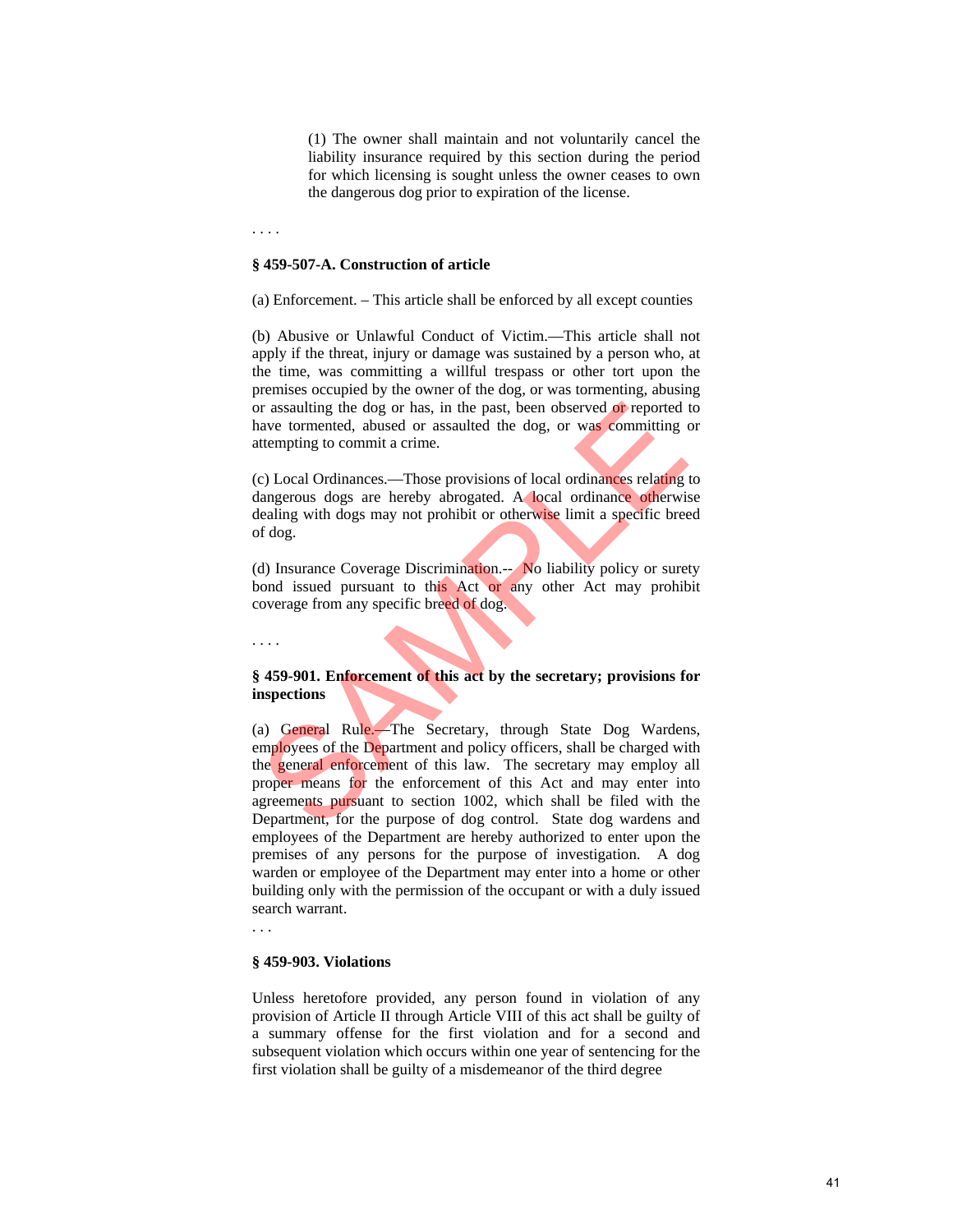(1) The owner shall maintain and not voluntarily cancel the liability insurance required by this section during the period for which licensing is sought unless the owner ceases to own the dangerous dog prior to expiration of the license.

. . . .

**§ 459-507-A. Construction of article**

(a) Enforcement. – This article shall be enforced by all except counties

(b) Abusive or Unlawful Conduct of Victim.—This article shall not apply if the threat, injury or damage was sustained by a person who, at the time, was committing a willful trespass or other tort upon the premises occupied by the owner of the dog, or was tormenting, abusing or assaulting the dog or has, in the past, been observed or reported to have tormented, abused or assaulted the dog, or was committing or attempting to commit a crime.

(c) Local Ordinances.—Those provisions of local ordinances relating to dangerous dogs are hereby abrogated. A local ordinance otherwise dealing with dogs may not prohibit or otherwise limit a specific breed of dog.

(d) Insurance Coverage Discrimination.-- No liability policy or surety bond issued pursuant to this Act or any other Act may prohibit coverage from any specific breed of dog.

. . . .

**§ 459-901. Enforcement of this act by the secretary; provisions for inspections**

(a) General Rule.—The Secretary, through State Dog Wardens, employees of the Department and policy officers, shall be charged with the general enforcement of this law. The secretary may employ all proper means for the enforcement of this Act and may enter into agreements pursuant to section 1002, which shall be filed with the Department, for the purpose of dog control. State dog wardens and employees of the Department are hereby authorized to enter upon the premises of any persons for the purpose of investigation. A dog warden or employee of the Department may enter into a home or other building only with the permission of the occupant or with a duly issued search warrant.

. . .

**§ 459-903. Violations**

Unless heretofore provided, any person found in violation of any provision of Article II through Article VIII of this act shall be guilty of a summary offense for the first violation and for a second and subsequent violation which occurs within one year of sentencing for the first violation shall be guilty of a misdemeanor of the third degree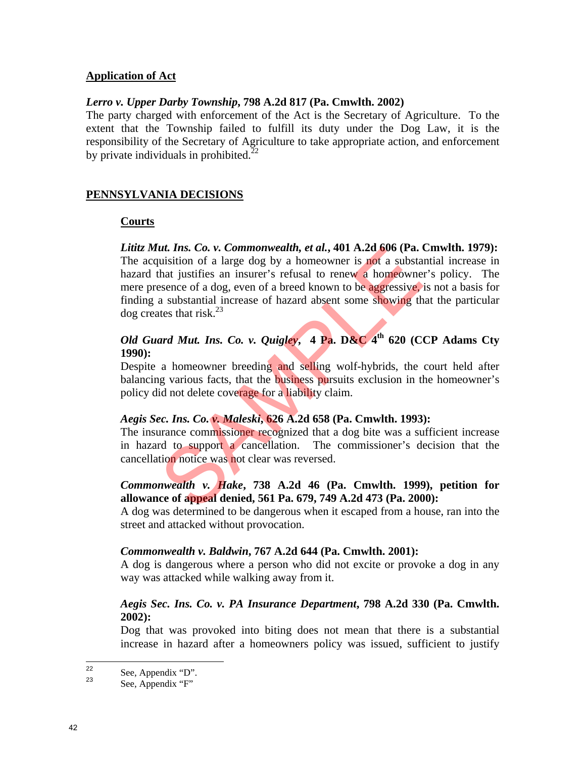**Application of Act**

***Lerro v. Upper Darby Township*, 798 A.2d 817 (Pa. Cmwlth. 2002)**
The party charged with enforcement of the Act is the Secretary of Agriculture. To the extent that the Township failed to fulfill its duty under the Dog Law, it is the responsibility of the Secretary of Agriculture to take appropriate action, and enforcement by private individuals in prohibited.[22]

**PENNSYLVANIA DECISIONS**

**Courts**

***Lititz Mut. Ins. Co. v. Commonwealth, et al.*, 401 A.2d 606 (Pa. Cmwlth. 1979):**
The acquisition of a large dog by a homeowner is not a substantial increase in hazard that justifies an insurer's refusal to renew a homeowner's policy. The mere presence of a dog, even of a breed known to be aggressive, is not a basis for finding a substantial increase of hazard absent some showing that the particular dog creates that risk.[23]

***Old Guard Mut. Ins. Co. v. Quigley*, 4 Pa. D&C 4th 620 (CCP Adams Cty 1990):**
Despite a homeowner breeding and selling wolf-hybrids, the court held after balancing various facts, that the business pursuits exclusion in the homeowner's policy did not delete coverage for a liability claim.

***Aegis Sec. Ins. Co. v. Maleski*, 626 A.2d 658 (Pa. Cmwlth. 1993):**
The insurance commissioner recognized that a dog bite was a sufficient increase in hazard to support a cancellation. The commissioner's decision that the cancellation notice was not clear was reversed.

***Commonwealth v. Hake*, 738 A.2d 46 (Pa. Cmwlth. 1999), petition for allowance of appeal denied, 561 Pa. 679, 749 A.2d 473 (Pa. 2000):**
A dog was determined to be dangerous when it escaped from a house, ran into the street and attacked without provocation.

***Commonwealth v. Baldwin*, 767 A.2d 644 (Pa. Cmwlth. 2001):**
A dog is dangerous where a person who did not excite or provoke a dog in any way was attacked while walking away from it.

***Aegis Sec. Ins. Co. v. PA Insurance Department*, 798 A.2d 330 (Pa. Cmwlth. 2002):**
Dog that was provoked into biting does not mean that there is a substantial increase in hazard after a homeowners policy was issued, sufficient to justify

---

[22] See, Appendix "D".

[23] See, Appendix "F"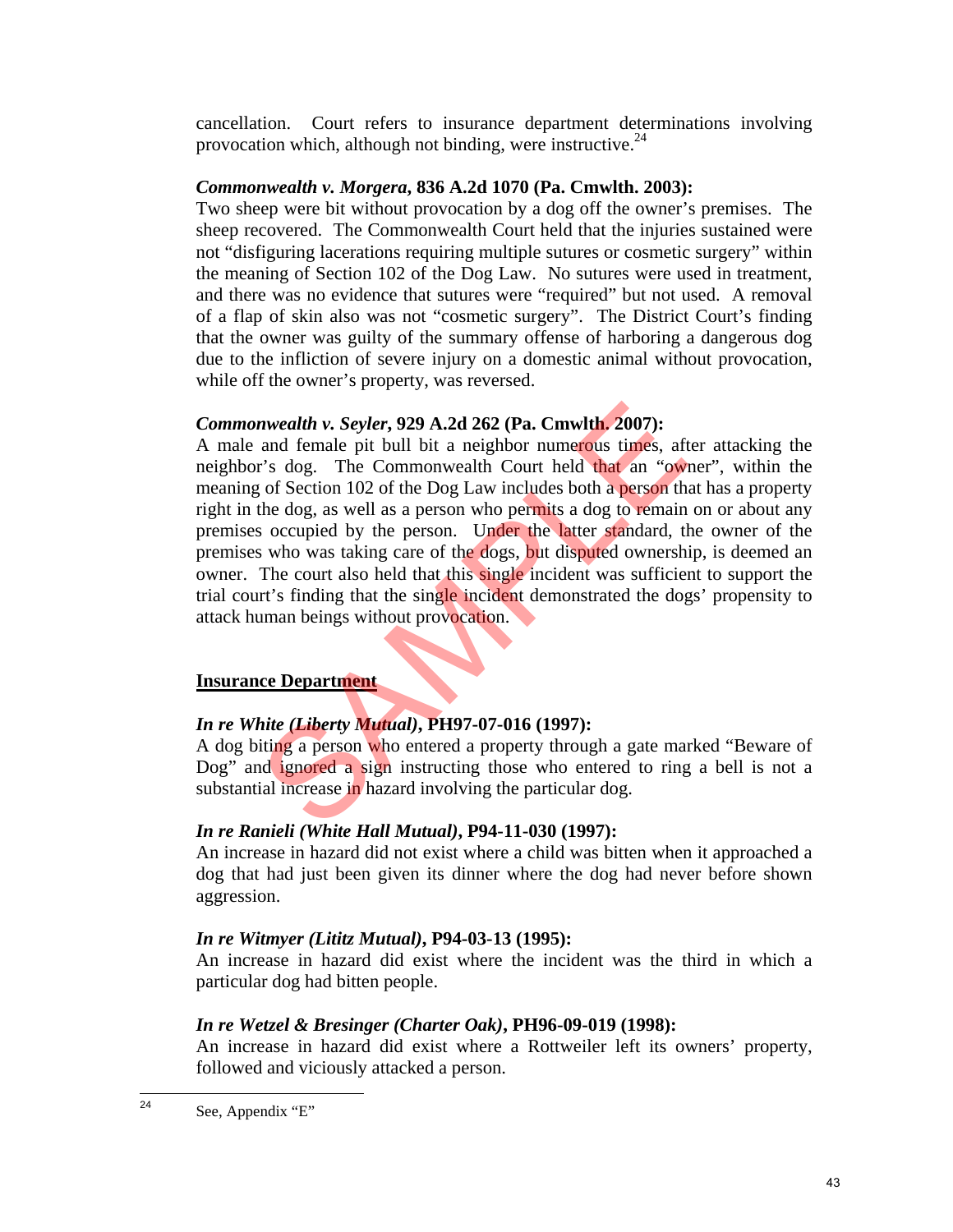cancellation. Court refers to insurance department determinations involving provocation which, although not binding, were instructive.[24]

***Commonwealth v. Morgera*, 836 A.2d 1070 (Pa. Cmwlth. 2003):**
Two sheep were bit without provocation by a dog off the owner's premises. The sheep recovered. The Commonwealth Court held that the injuries sustained were not "disfiguring lacerations requiring multiple sutures or cosmetic surgery" within the meaning of Section 102 of the Dog Law. No sutures were used in treatment, and there was no evidence that sutures were "required" but not used. A removal of a flap of skin also was not "cosmetic surgery". The District Court's finding that the owner was guilty of the summary offense of harboring a dangerous dog due to the infliction of severe injury on a domestic animal without provocation, while off the owner's property, was reversed.

***Commonwealth v. Seyler*, 929 A.2d 262 (Pa. Cmwlth. 2007):**
A male and female pit bull bit a neighbor numerous times, after attacking the neighbor's dog. The Commonwealth Court held that an "owner", within the meaning of Section 102 of the Dog Law includes both a person that has a property right in the dog, as well as a person who permits a dog to remain on or about any premises occupied by the person. Under the latter standard, the owner of the premises who was taking care of the dogs, but disputed ownership, is deemed an owner. The court also held that this single incident was sufficient to support the trial court's finding that the single incident demonstrated the dogs' propensity to attack human beings without provocation.

## Insurance Department

***In re White (Liberty Mutual)*, PH97-07-016 (1997):**
A dog biting a person who entered a property through a gate marked "Beware of Dog" and ignored a sign instructing those who entered to ring a bell is not a substantial increase in hazard involving the particular dog.

***In re Ranieli (White Hall Mutual)*, P94-11-030 (1997):**
An increase in hazard did not exist where a child was bitten when it approached a dog that had just been given its dinner where the dog had never before shown aggression.

***In re Witmyer (Lititz Mutual)*, P94-03-13 (1995):**
An increase in hazard did exist where the incident was the third in which a particular dog had bitten people.

***In re Wetzel & Bresinger (Charter Oak)*, PH96-09-019 (1998):**
An increase in hazard did exist where a Rottweiler left its owners' property, followed and viciously attacked a person.

---

[24] See, Appendix "E"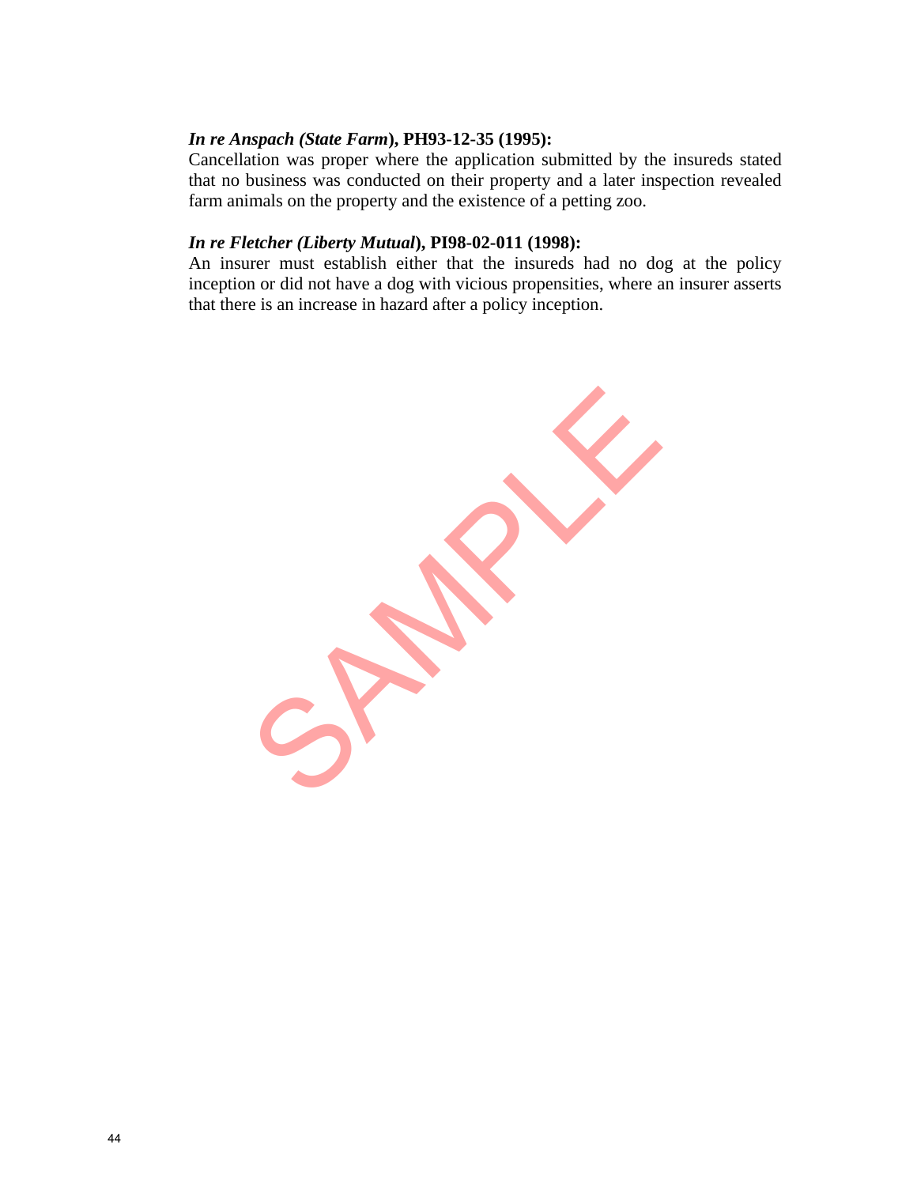***In re Anspach (State Farm*), PH93-12-35 (1995):**

Cancellation was proper where the application submitted by the insureds stated that no business was conducted on their property and a later inspection revealed farm animals on the property and the existence of a petting zoo.

***In re Fletcher (Liberty Mutual*), PI98-02-011 (1998):**

An insurer must establish either that the insureds had no dog at the policy inception or did not have a dog with vicious propensities, where an insurer asserts that there is an increase in hazard after a policy inception.